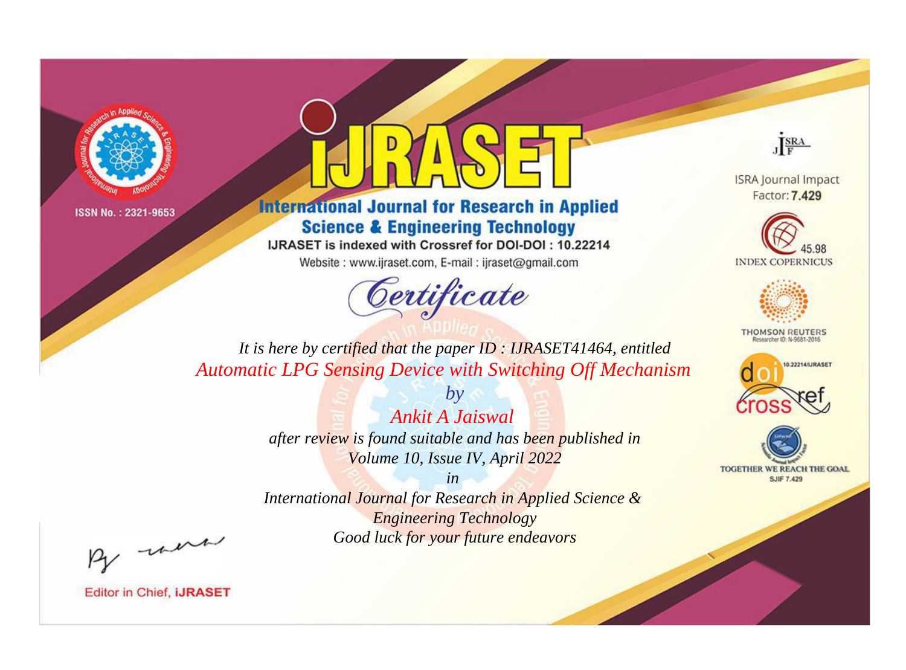ISSN No. : 2321-9653

# iJRASET

## International Journal for Research in Applied Science & Engineering Technology

IJRASET is indexed with Crossref for DOI-DOI : 10.22214

Website : www.ijraset.com, E-mail : ijraset@gmail.com

ISRA Journal Impact Factor: **7.429**

45.98 INDEX COPERNICUS

THOMSON REUTERS Researcher ID: N-9681-2016

10.22214/IJRASET

TOGETHER WE REACH THE GOAL SJIF 7.429

# Certificate

*It is here by certified that the paper ID : IJRASET41464, entitled*

*Automatic LPG Sensing Device with Switching Off Mechanism*

*by*

*Ankit A Jaiswal*

*after review is found suitable and has been published in*

*Volume 10, Issue IV, April 2022*

*in*

*International Journal for Research in Applied Science & Engineering Technology*

*Good luck for your future endeavors*

Editor in Chief, **iJRASET**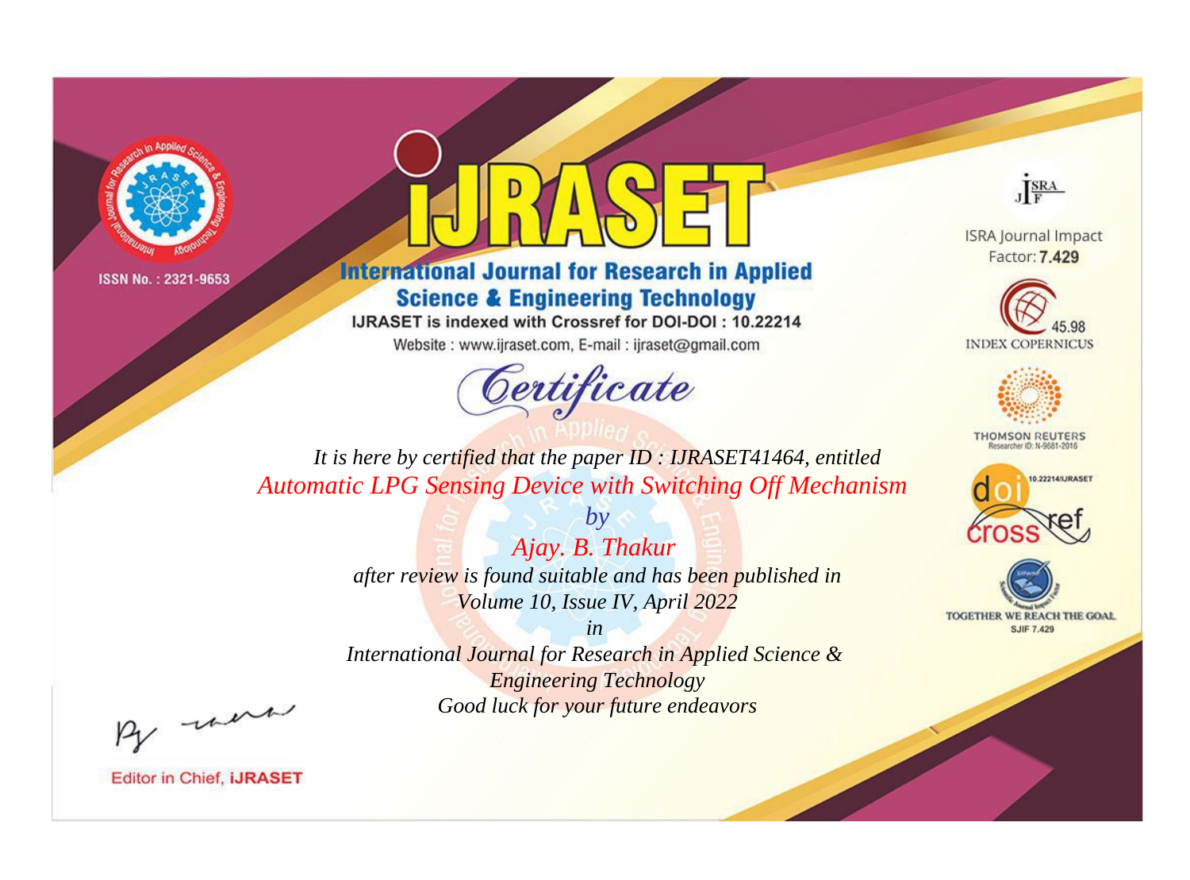ISSN No. : 2321-9653

# iJRASET

## International Journal for Research in Applied Science & Engineering Technology

IJRASET is indexed with Crossref for DOI-DOI : 10.22214

Website : www.ijraset.com, E-mail : ijraset@gmail.com

# Certificate

*It is here by certified that the paper ID : IJRASET41464, entitled*

*Automatic LPG Sensing Device with Switching Off Mechanism*

*by*

*Ajay. B. Thakur*

*after review is found suitable and has been published in*

*Volume 10, Issue IV, April 2022*

*in*

*International Journal for Research in Applied Science & Engineering Technology*

*Good luck for your future endeavors*

ISRA Journal Impact Factor: **7.429**

45.98 INDEX COPERNICUS

THOMSON REUTERS Researcher ID: N-9681-2016

10.22214/IJRASET

TOGETHER WE REACH THE GOAL SJIF 7.429

Editor in Chief, **iJRASET**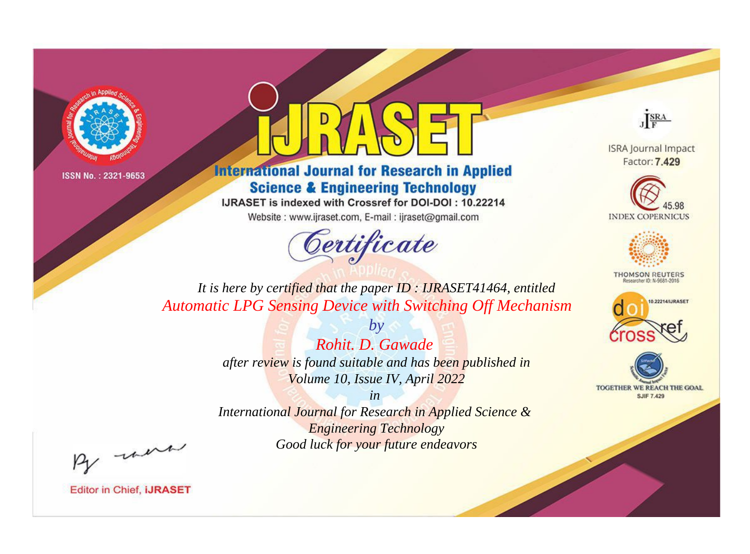ISSN No. : 2321-9653

# iJRASET

## International Journal for Research in Applied Science & Engineering Technology

IJRASET is indexed with Crossref for DOI-DOI : 10.22214

Website : www.ijraset.com, E-mail : ijraset@gmail.com

ISRA Journal Impact Factor: **7.429**

45.98 INDEX COPERNICUS

THOMSON REUTERS Researcher ID: N-9681-2016

10.22214/IJRASET

TOGETHER WE REACH THE GOAL SJIF 7.429

# *Certificate*

*It is here by certified that the paper ID : IJRASET41464, entitled*

*Automatic LPG Sensing Device with Switching Off Mechanism*

*by*

*Rohit. D. Gawade*

*after review is found suitable and has been published in*

*Volume 10, Issue IV, April 2022*

*in*

*International Journal for Research in Applied Science & Engineering Technology*

*Good luck for your future endeavors*

Editor in Chief, **iJRASET**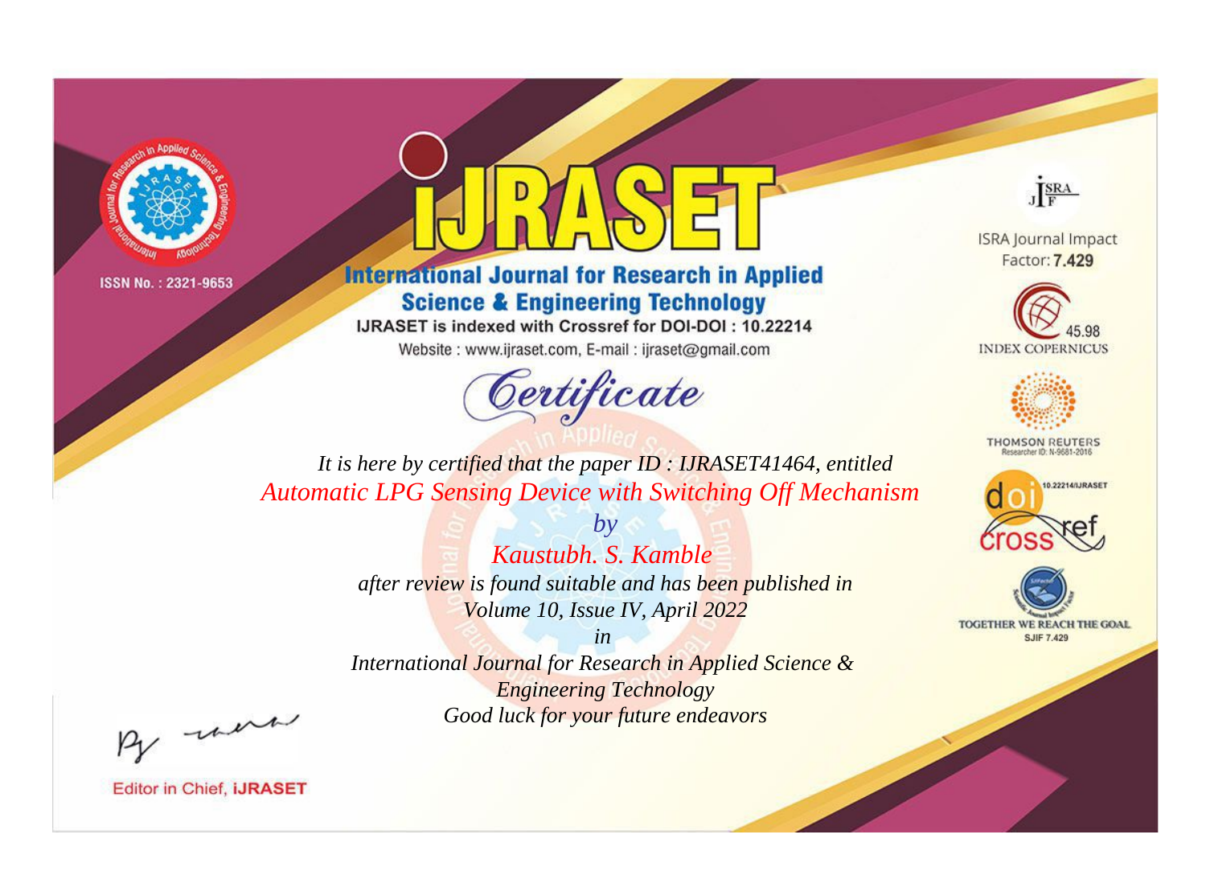ISSN No. : 2321-9653

# iJRASET

## International Journal for Research in Applied Science & Engineering Technology

IJRASET is indexed with Crossref for DOI-DOI : 10.22214

Website : www.ijraset.com, E-mail : ijraset@gmail.com

*Certificate*

ISRA Journal Impact Factor: **7.429**

45.98 INDEX COPERNICUS

THOMSON REUTERS Researcher ID: N-9681-2016

10.22214/IJRASET

TOGETHER WE REACH THE GOAL SJIF 7.429

*It is here by certified that the paper ID : IJRASET41464, entitled*

*Automatic LPG Sensing Device with Switching Off Mechanism*

*by*

*Kaustubh. S. Kamble*

*after review is found suitable and has been published in*

*Volume 10, Issue IV, April 2022*

*in*

*International Journal for Research in Applied Science & Engineering Technology*

*Good luck for your future endeavors*

Editor in Chief, **iJRASET**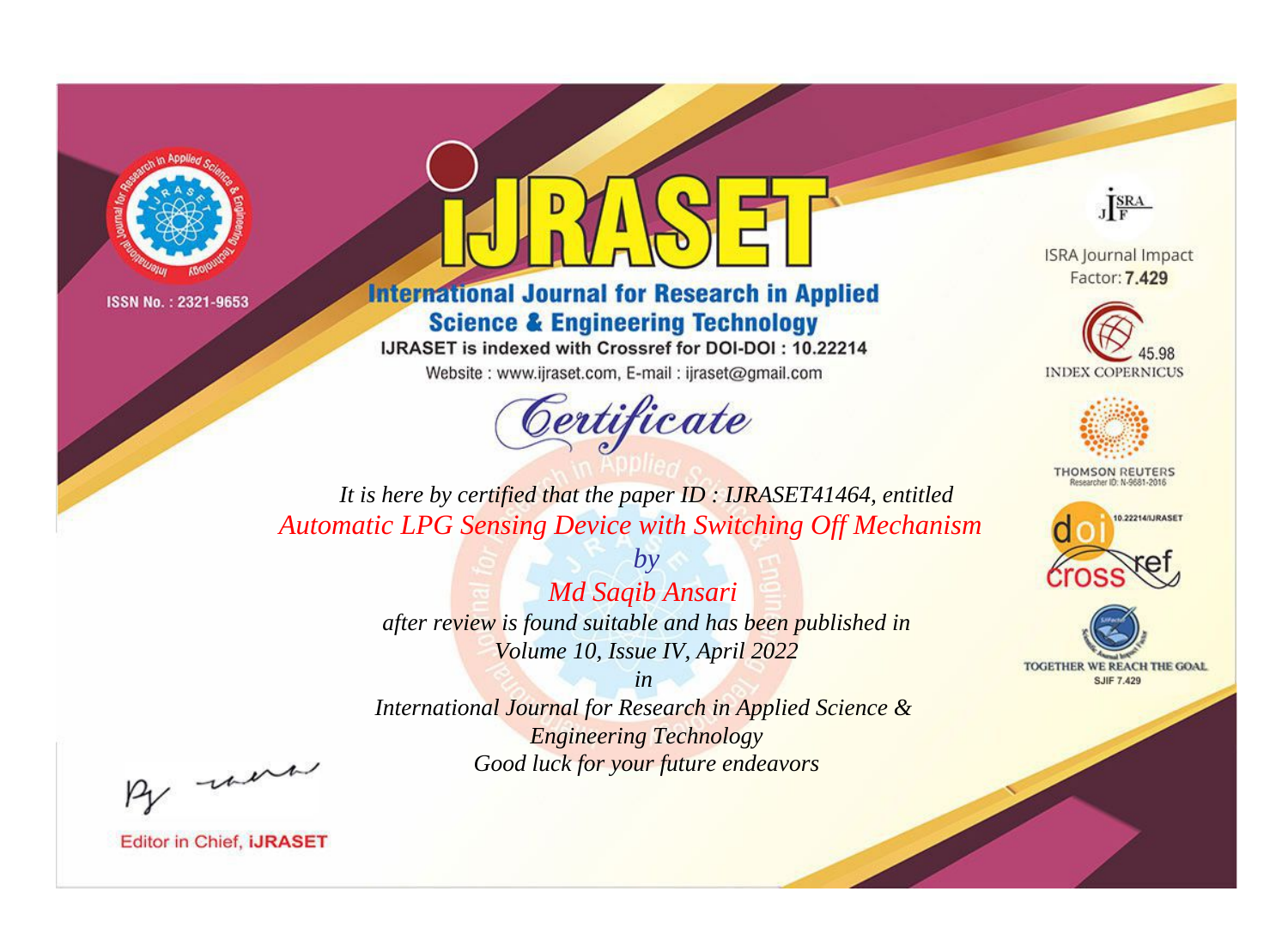ISSN No. : 2321-9653

# iJRASET

## International Journal for Research in Applied Science & Engineering Technology

IJRASET is indexed with Crossref for DOI-DOI : 10.22214

Website : www.ijraset.com, E-mail : ijraset@gmail.com

*Certificate*

*It is here by certified that the paper ID : IJRASET41464, entitled*

*Automatic LPG Sensing Device with Switching Off Mechanism*

*by*

*Md Saqib Ansari*

*after review is found suitable and has been published in*

*Volume 10, Issue IV, April 2022*

*in*

*International Journal for Research in Applied Science & Engineering Technology*

*Good luck for your future endeavors*

ISRA Journal Impact Factor: **7.429**

45.98 INDEX COPERNICUS

THOMSON REUTERS Researcher ID: N-9681-2016

10.22214/IJRASET

TOGETHER WE REACH THE GOAL SJIF 7.429

Editor in Chief, **iJRASET**